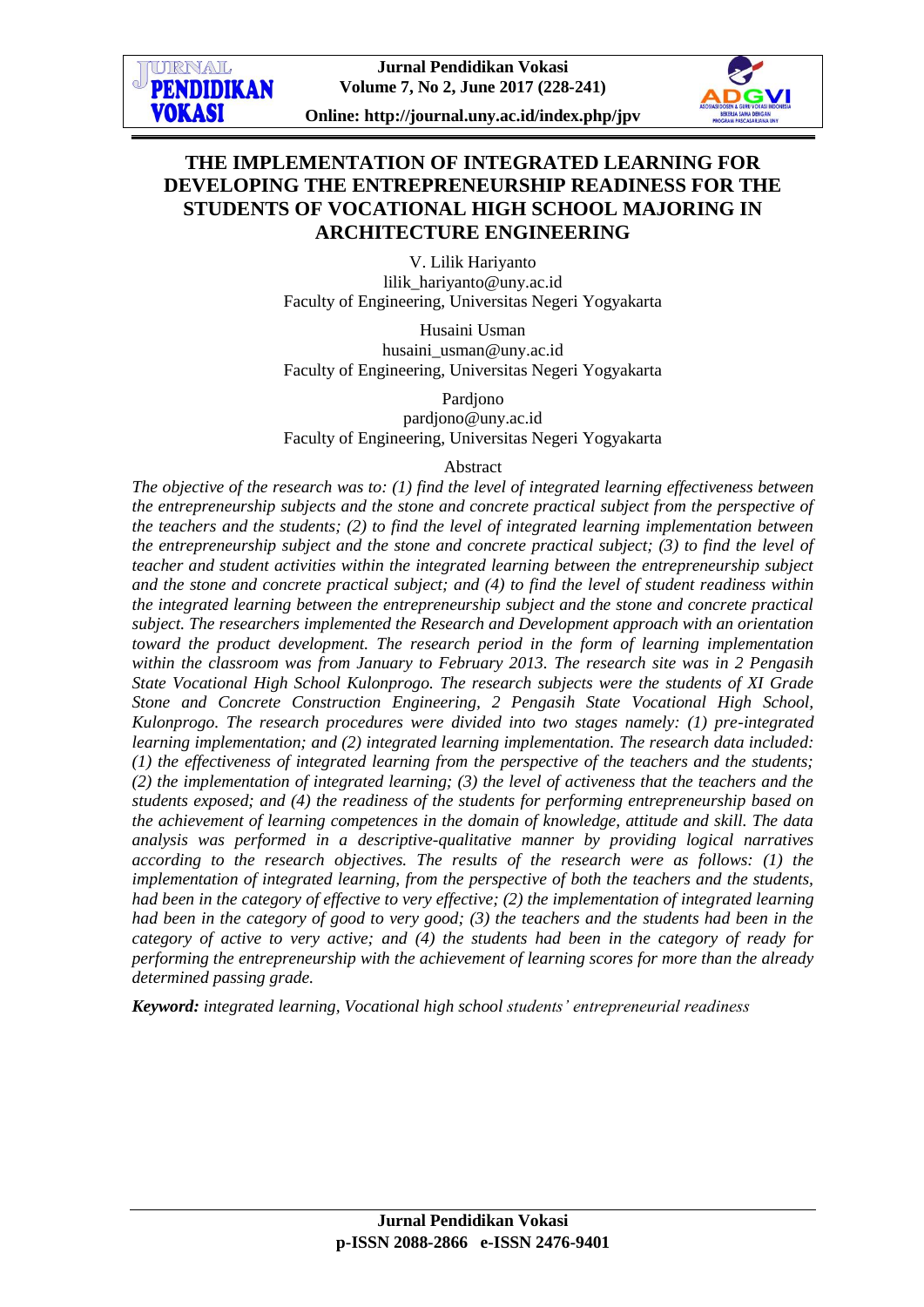# THE IMPLEMENTATION OF INTEGRATED LEARNING FOR DEVELOPING THE ENTREPRENEURSHIP READINESS FOR THE STUDENTS OF VOCATIONAL HIGH SCHOOL MAJORING IN ARCHITECTURE ENGINEERING

V. Lilik Hariyanto
lilik_hariyanto@uny.ac.id
Faculty of Engineering, Universitas Negeri Yogyakarta

Husaini Usman
husaini_usman@uny.ac.id
Faculty of Engineering, Universitas Negeri Yogyakarta

Pardjono
pardjono@uny.ac.id
Faculty of Engineering, Universitas Negeri Yogyakarta

Abstract

*The objective of the research was to: (1) find the level of integrated learning effectiveness between the entrepreneurship subjects and the stone and concrete practical subject from the perspective of the teachers and the students; (2) to find the level of integrated learning implementation between the entrepreneurship subject and the stone and concrete practical subject; (3) to find the level of teacher and student activities within the integrated learning between the entrepreneurship subject and the stone and concrete practical subject; and (4) to find the level of student readiness within the integrated learning between the entrepreneurship subject and the stone and concrete practical subject. The researchers implemented the Research and Development approach with an orientation toward the product development. The research period in the form of learning implementation within the classroom was from January to February 2013. The research site was in 2 Pengasih State Vocational High School Kulonprogo. The research subjects were the students of XI Grade Stone and Concrete Construction Engineering, 2 Pengasih State Vocational High School, Kulonprogo. The research procedures were divided into two stages namely: (1) pre-integrated learning implementation; and (2) integrated learning implementation. The research data included: (1) the effectiveness of integrated learning from the perspective of the teachers and the students; (2) the implementation of integrated learning; (3) the level of activeness that the teachers and the students exposed; and (4) the readiness of the students for performing entrepreneurship based on the achievement of learning competences in the domain of knowledge, attitude and skill. The data analysis was performed in a descriptive-qualitative manner by providing logical narratives according to the research objectives. The results of the research were as follows: (1) the implementation of integrated learning, from the perspective of both the teachers and the students, had been in the category of effective to very effective; (2) the implementation of integrated learning had been in the category of good to very good; (3) the teachers and the students had been in the category of active to very active; and (4) the students had been in the category of ready for performing the entrepreneurship with the achievement of learning scores for more than the already determined passing grade.*

***Keyword:*** *integrated learning, Vocational high school students' entrepreneurial readiness*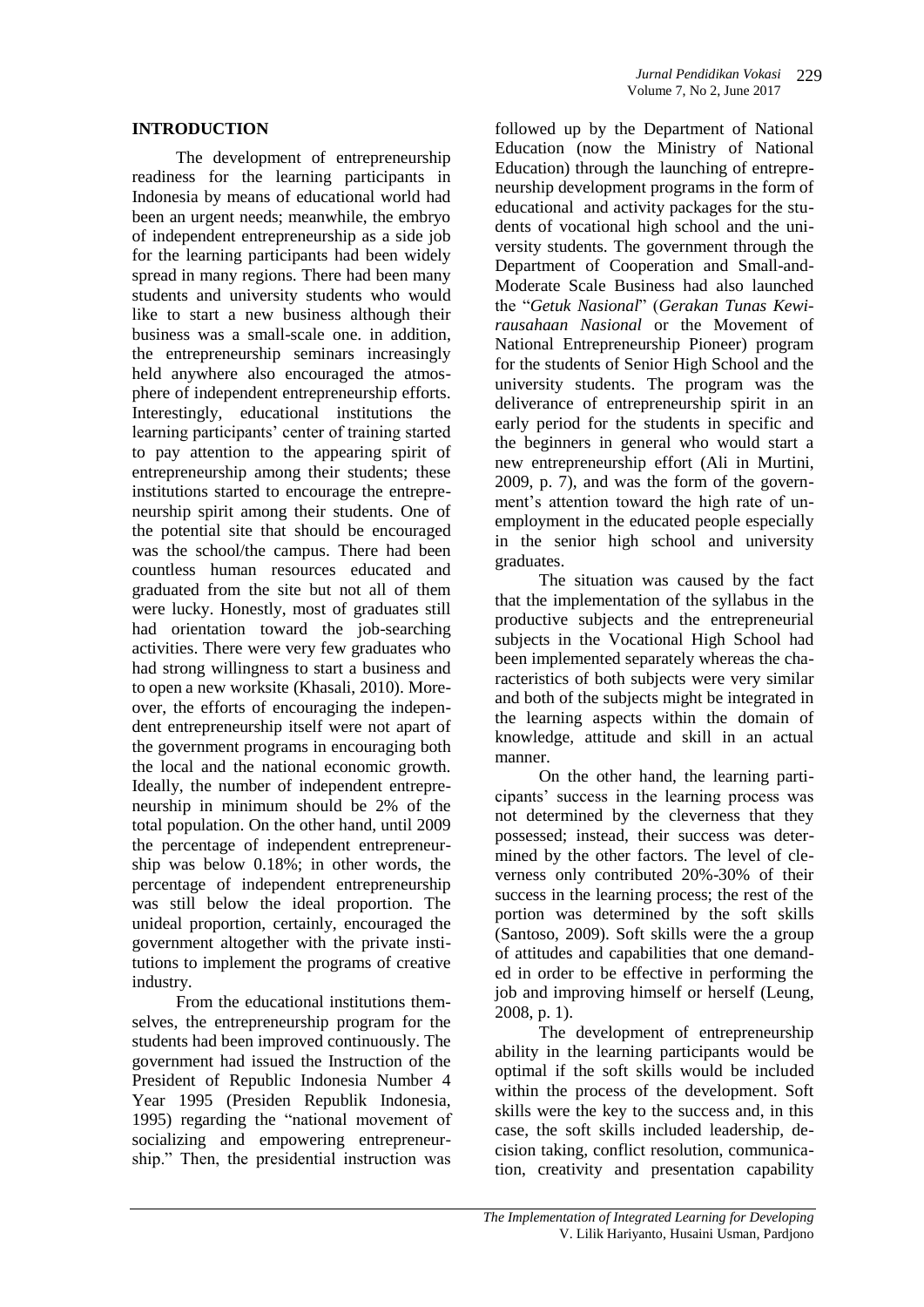## INTRODUCTION

The development of entrepreneurship readiness for the learning participants in Indonesia by means of educational world had been an urgent needs; meanwhile, the embryo of independent entrepreneurship as a side job for the learning participants had been widely spread in many regions. There had been many students and university students who would like to start a new business although their business was a small-scale one. in addition, the entrepreneurship seminars increasingly held anywhere also encouraged the atmosphere of independent entrepreneurship efforts. Interestingly, educational institutions the learning participants' center of training started to pay attention to the appearing spirit of entrepreneurship among their students; these institutions started to encourage the entrepreneurship spirit among their students. One of the potential site that should be encouraged was the school/the campus. There had been countless human resources educated and graduated from the site but not all of them were lucky. Honestly, most of graduates still had orientation toward the job-searching activities. There were very few graduates who had strong willingness to start a business and to open a new worksite (Khasali, 2010). Moreover, the efforts of encouraging the independent entrepreneurship itself were not apart of the government programs in encouraging both the local and the national economic growth. Ideally, the number of independent entrepreneurship in minimum should be 2% of the total population. On the other hand, until 2009 the percentage of independent entrepreneurship was below 0.18%; in other words, the percentage of independent entrepreneurship was still below the ideal proportion. The unideal proportion, certainly, encouraged the government altogether with the private institutions to implement the programs of creative industry.

From the educational institutions themselves, the entrepreneurship program for the students had been improved continuously. The government had issued the Instruction of the President of Republic Indonesia Number 4 Year 1995 (Presiden Republik Indonesia, 1995) regarding the "national movement of socializing and empowering entrepreneurship." Then, the presidential instruction was followed up by the Department of National Education (now the Ministry of National Education) through the launching of entrepreneurship development programs in the form of educational and activity packages for the students of vocational high school and the university students. The government through the Department of Cooperation and Small-and-Moderate Scale Business had also launched the "*Getuk Nasional*" (*Gerakan Tunas Kewirausahaan Nasional* or the Movement of National Entrepreneurship Pioneer) program for the students of Senior High School and the university students. The program was the deliverance of entrepreneurship spirit in an early period for the students in specific and the beginners in general who would start a new entrepreneurship effort (Ali in Murtini, 2009, p. 7), and was the form of the government's attention toward the high rate of unemployment in the educated people especially in the senior high school and university graduates.

The situation was caused by the fact that the implementation of the syllabus in the productive subjects and the entrepreneurial subjects in the Vocational High School had been implemented separately whereas the characteristics of both subjects were very similar and both of the subjects might be integrated in the learning aspects within the domain of knowledge, attitude and skill in an actual manner.

On the other hand, the learning participants' success in the learning process was not determined by the cleverness that they possessed; instead, their success was determined by the other factors. The level of cleverness only contributed 20%-30% of their success in the learning process; the rest of the portion was determined by the soft skills (Santoso, 2009). Soft skills were the a group of attitudes and capabilities that one demanded in order to be effective in performing the job and improving himself or herself (Leung, 2008, p. 1).

The development of entrepreneurship ability in the learning participants would be optimal if the soft skills would be included within the process of the development. Soft skills were the key to the success and, in this case, the soft skills included leadership, decision taking, conflict resolution, communication, creativity and presentation capability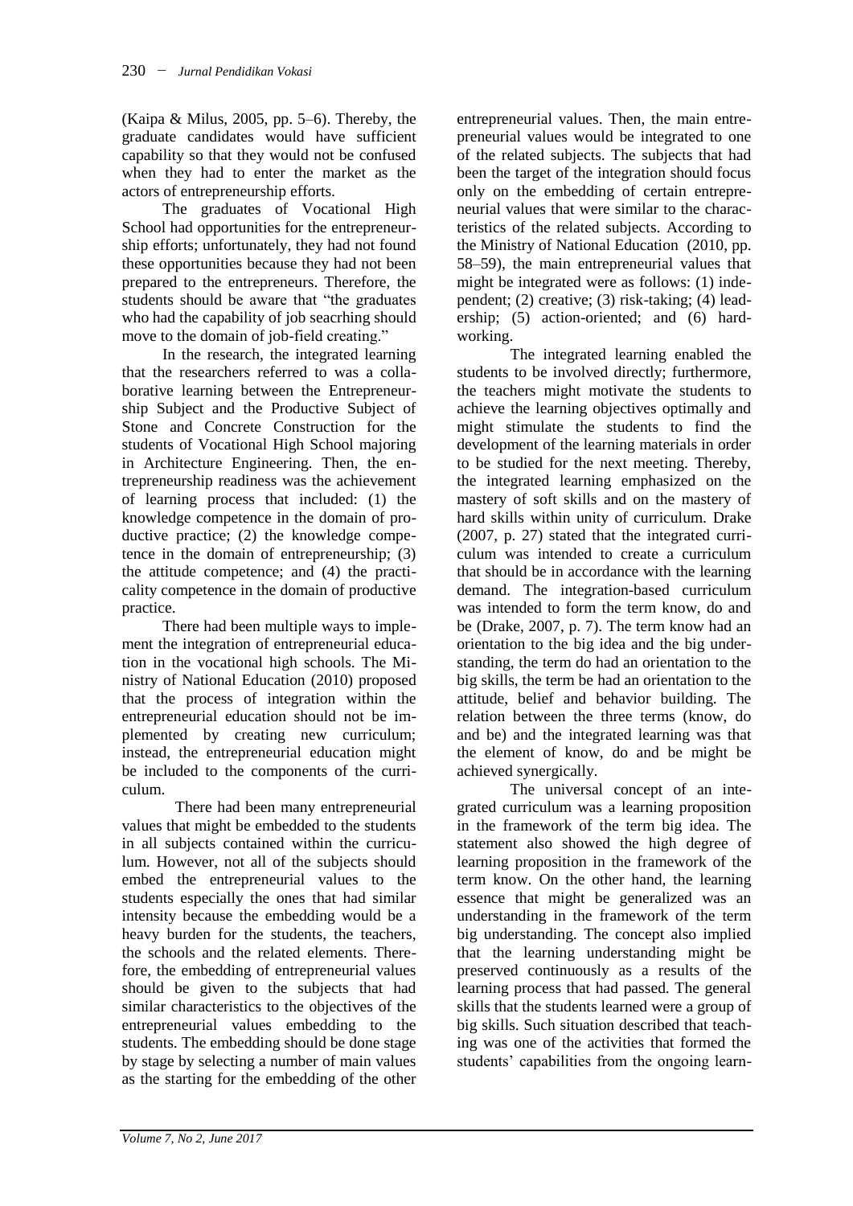(Kaipa & Milus, 2005, pp. 5–6). Thereby, the graduate candidates would have sufficient capability so that they would not be confused when they had to enter the market as the actors of entrepreneurship efforts.

The graduates of Vocational High School had opportunities for the entrepreneurship efforts; unfortunately, they had not found these opportunities because they had not been prepared to the entrepreneurs. Therefore, the students should be aware that "the graduates who had the capability of job seacrhing should move to the domain of job-field creating."

In the research, the integrated learning that the researchers referred to was a collaborative learning between the Entrepreneurship Subject and the Productive Subject of Stone and Concrete Construction for the students of Vocational High School majoring in Architecture Engineering. Then, the entrepreneurship readiness was the achievement of learning process that included: (1) the knowledge competence in the domain of productive practice; (2) the knowledge competence in the domain of entrepreneurship; (3) the attitude competence; and (4) the practicality competence in the domain of productive practice.

There had been multiple ways to implement the integration of entrepreneurial education in the vocational high schools. The Ministry of National Education (2010) proposed that the process of integration within the entrepreneurial education should not be implemented by creating new curriculum; instead, the entrepreneurial education might be included to the components of the curriculum.

There had been many entrepreneurial values that might be embedded to the students in all subjects contained within the curriculum. However, not all of the subjects should embed the entrepreneurial values to the students especially the ones that had similar intensity because the embedding would be a heavy burden for the students, the teachers, the schools and the related elements. Therefore, the embedding of entrepreneurial values should be given to the subjects that had similar characteristics to the objectives of the entrepreneurial values embedding to the students. The embedding should be done stage by stage by selecting a number of main values as the starting for the embedding of the other entrepreneurial values. Then, the main entrepreneurial values would be integrated to one of the related subjects. The subjects that had been the target of the integration should focus only on the embedding of certain entrepreneurial values that were similar to the characteristics of the related subjects. According to the Ministry of National Education (2010, pp. 58–59), the main entrepreneurial values that might be integrated were as follows: (1) independent; (2) creative; (3) risk-taking; (4) leadership; (5) action-oriented; and (6) hardworking.

The integrated learning enabled the students to be involved directly; furthermore, the teachers might motivate the students to achieve the learning objectives optimally and might stimulate the students to find the development of the learning materials in order to be studied for the next meeting. Thereby, the integrated learning emphasized on the mastery of soft skills and on the mastery of hard skills within unity of curriculum. Drake (2007, p. 27) stated that the integrated curriculum was intended to create a curriculum that should be in accordance with the learning demand. The integration-based curriculum was intended to form the term know, do and be (Drake, 2007, p. 7). The term know had an orientation to the big idea and the big understanding, the term do had an orientation to the big skills, the term be had an orientation to the attitude, belief and behavior building. The relation between the three terms (know, do and be) and the integrated learning was that the element of know, do and be might be achieved synergically.

The universal concept of an integrated curriculum was a learning proposition in the framework of the term big idea. The statement also showed the high degree of learning proposition in the framework of the term know. On the other hand, the learning essence that might be generalized was an understanding in the framework of the term big understanding. The concept also implied that the learning understanding might be preserved continuously as a results of the learning process that had passed. The general skills that the students learned were a group of big skills. Such situation described that teaching was one of the activities that formed the students' capabilities from the ongoing learn-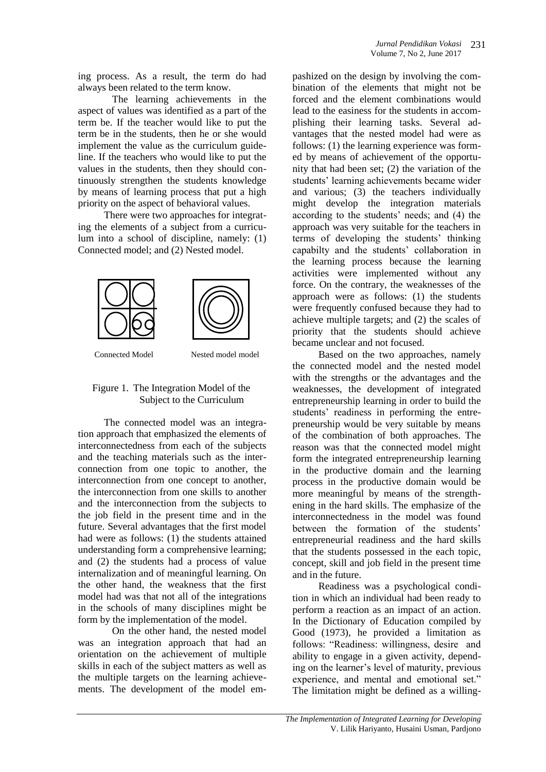ing process. As a result, the term do had always been related to the term know.

The learning achievements in the aspect of values was identified as a part of the term be. If the teacher would like to put the term be in the students, then he or she would implement the value as the curriculum guideline. If the teachers who would like to put the values in the students, then they should continuously strengthen the students knowledge by means of learning process that put a high priority on the aspect of behavioral values.

There were two approaches for integrating the elements of a subject from a curriculum into a school of discipline, namely: (1) Connected model; and (2) Nested model.

Connected Model Nested model model

Figure 1. The Integration Model of the Subject to the Curriculum

The connected model was an integration approach that emphasized the elements of interconnectedness from each of the subjects and the teaching materials such as the interconnection from one topic to another, the interconnection from one concept to another, the interconnection from one skills to another and the interconnection from the subjects to the job field in the present time and in the future. Several advantages that the first model had were as follows: (1) the students attained understanding form a comprehensive learning; and (2) the students had a process of value internalization and of meaningful learning. On the other hand, the weakness that the first model had was that not all of the integrations in the schools of many disciplines might be form by the implementation of the model.

On the other hand, the nested model was an integration approach that had an orientation on the achievement of multiple skills in each of the subject matters as well as the multiple targets on the learning achievements. The development of the model empashized on the design by involving the combination of the elements that might not be forced and the element combinations would lead to the easiness for the students in accomplishing their learning tasks. Several advantages that the nested model had were as follows: (1) the learning experience was formed by means of achievement of the opportunity that had been set; (2) the variation of the students' learning achievements became wider and various; (3) the teachers individually might develop the integration materials according to the students' needs; and (4) the approach was very suitable for the teachers in terms of developing the students' thinking capabilty and the students' collaboration in the learning process because the learning activities were implemented without any force. On the contrary, the weaknesses of the approach were as follows: (1) the students were frequently confused because they had to achieve multiple targets; and (2) the scales of priority that the students should achieve became unclear and not focused.

Based on the two approaches, namely the connected model and the nested model with the strengths or the advantages and the weaknesses, the development of integrated entrepreneurship learning in order to build the students' readiness in performing the entrepreneurship would be very suitable by means of the combination of both approaches. The reason was that the connected model might form the integrated entrepreneurship learning in the productive domain and the learning process in the productive domain would be more meaningful by means of the strengthening in the hard skills. The emphasize of the interconnectedness in the model was found between the formation of the students' entrepreneurial readiness and the hard skills that the students possessed in the each topic, concept, skill and job field in the present time and in the future.

Readiness was a psychological condition in which an individual had been ready to perform a reaction as an impact of an action. In the Dictionary of Education compiled by Good (1973), he provided a limitation as follows: "Readiness: willingness, desire and ability to engage in a given activity, depending on the learner's level of maturity, previous experience, and mental and emotional set." The limitation might be defined as a willing-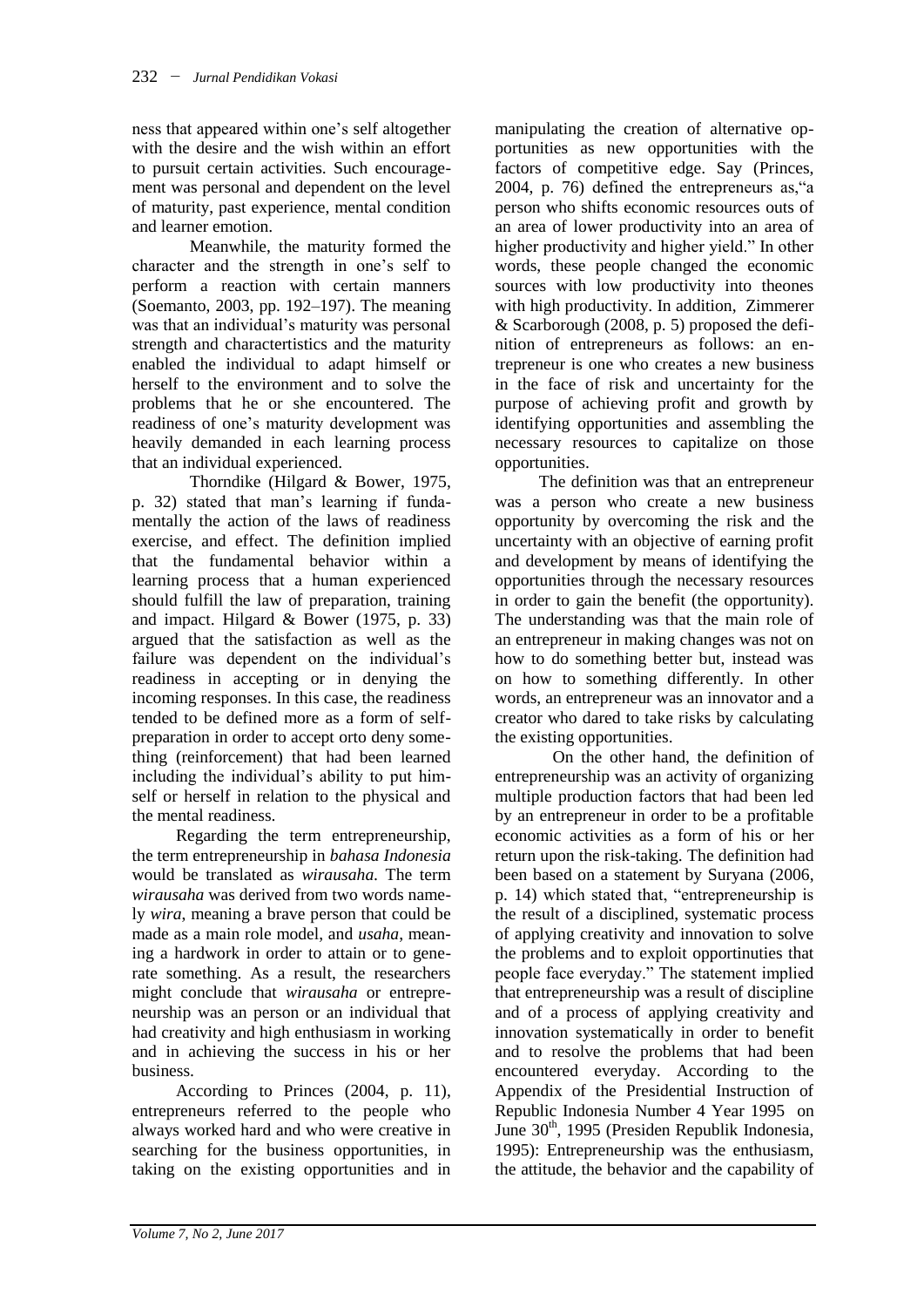ness that appeared within one's self altogether with the desire and the wish within an effort to pursuit certain activities. Such encouragement was personal and dependent on the level of maturity, past experience, mental condition and learner emotion.

Meanwhile, the maturity formed the character and the strength in one's self to perform a reaction with certain manners (Soemanto, 2003, pp. 192–197). The meaning was that an individual's maturity was personal strength and charactertistics and the maturity enabled the individual to adapt himself or herself to the environment and to solve the problems that he or she encountered. The readiness of one's maturity development was heavily demanded in each learning process that an individual experienced.

Thorndike (Hilgard & Bower, 1975, p. 32) stated that man's learning if fundamentally the action of the laws of readiness exercise, and effect. The definition implied that the fundamental behavior within a learning process that a human experienced should fulfill the law of preparation, training and impact. Hilgard & Bower (1975, p. 33) argued that the satisfaction as well as the failure was dependent on the individual's readiness in accepting or in denying the incoming responses. In this case, the readiness tended to be defined more as a form of self-preparation in order to accept orto deny something (reinforcement) that had been learned including the individual's ability to put himself or herself in relation to the physical and the mental readiness.

Regarding the term entrepreneurship, the term entrepreneurship in *bahasa Indonesia* would be translated as *wirausaha.* The term *wirausaha* was derived from two words namely *wira*, meaning a brave person that could be made as a main role model, and *usaha*, meaning a hardwork in order to attain or to generate something. As a result, the researchers might conclude that *wirausaha* or entrepreneurship was an person or an individual that had creativity and high enthusiasm in working and in achieving the success in his or her business.

According to Princes (2004, p. 11), entrepreneurs referred to the people who always worked hard and who were creative in searching for the business opportunities, in taking on the existing opportunities and in manipulating the creation of alternative opportunities as new opportunities with the factors of competitive edge. Say (Princes, 2004, p. 76) defined the entrepreneurs as,"a person who shifts economic resources outs of an area of lower productivity into an area of higher productivity and higher yield." In other words, these people changed the economic sources with low productivity into theones with high productivity. In addition, Zimmerer & Scarborough (2008, p. 5) proposed the definition of entrepreneurs as follows: an entrepreneur is one who creates a new business in the face of risk and uncertainty for the purpose of achieving profit and growth by identifying opportunities and assembling the necessary resources to capitalize on those opportunities.

The definition was that an entrepreneur was a person who create a new business opportunity by overcoming the risk and the uncertainty with an objective of earning profit and development by means of identifying the opportunities through the necessary resources in order to gain the benefit (the opportunity). The understanding was that the main role of an entrepreneur in making changes was not on how to do something better but, instead was on how to something differently. In other words, an entrepreneur was an innovator and a creator who dared to take risks by calculating the existing opportunities.

On the other hand, the definition of entrepreneurship was an activity of organizing multiple production factors that had been led by an entrepreneur in order to be a profitable economic activities as a form of his or her return upon the risk-taking. The definition had been based on a statement by Suryana (2006, p. 14) which stated that, "entrepreneurship is the result of a disciplined, systematic process of applying creativity and innovation to solve the problems and to exploit opportinuties that people face everyday." The statement implied that entrepreneurship was a result of discipline and of a process of applying creativity and innovation systematically in order to benefit and to resolve the problems that had been encountered everyday. According to the Appendix of the Presidential Instruction of Republic Indonesia Number 4 Year 1995 on June 30th, 1995 (Presiden Republik Indonesia, 1995): Entrepreneurship was the enthusiasm, the attitude, the behavior and the capability of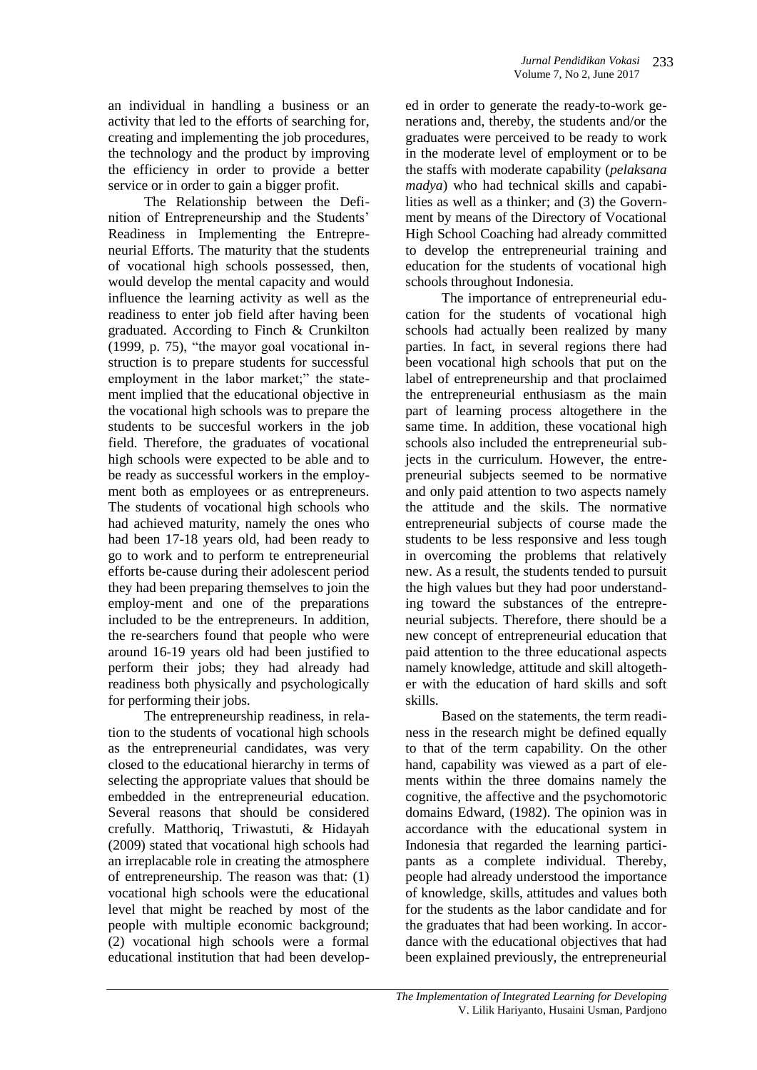an individual in handling a business or an activity that led to the efforts of searching for, creating and implementing the job procedures, the technology and the product by improving the efficiency in order to provide a better service or in order to gain a bigger profit.

The Relationship between the Definition of Entrepreneurship and the Students' Readiness in Implementing the Entrepreneurial Efforts. The maturity that the students of vocational high schools possessed, then, would develop the mental capacity and would influence the learning activity as well as the readiness to enter job field after having been graduated. According to Finch & Crunkilton (1999, p. 75), "the mayor goal vocational instruction is to prepare students for successful employment in the labor market;" the statement implied that the educational objective in the vocational high schools was to prepare the students to be succesful workers in the job field. Therefore, the graduates of vocational high schools were expected to be able and to be ready as successful workers in the employment both as employees or as entrepreneurs. The students of vocational high schools who had achieved maturity, namely the ones who had been 17-18 years old, had been ready to go to work and to perform te entrepreneurial efforts be-cause during their adolescent period they had been preparing themselves to join the employ-ment and one of the preparations included to be the entrepreneurs. In addition, the re-searchers found that people who were around 16-19 years old had been justified to perform their jobs; they had already had readiness both physically and psychologically for performing their jobs.

The entrepreneurship readiness, in relation to the students of vocational high schools as the entrepreneurial candidates, was very closed to the educational hierarchy in terms of selecting the appropriate values that should be embedded in the entrepreneurial education. Several reasons that should be considered crefully. Matthoriq, Triwastuti, & Hidayah (2009) stated that vocational high schools had an irreplacable role in creating the atmosphere of entrepreneurship. The reason was that: (1) vocational high schools were the educational level that might be reached by most of the people with multiple economic background; (2) vocational high schools were a formal educational institution that had been developed in order to generate the ready-to-work generations and, thereby, the students and/or the graduates were perceived to be ready to work in the moderate level of employment or to be the staffs with moderate capability (*pelaksana madya*) who had technical skills and capabilities as well as a thinker; and (3) the Government by means of the Directory of Vocational High School Coaching had already committed to develop the entrepreneurial training and education for the students of vocational high schools throughout Indonesia.

The importance of entrepreneurial education for the students of vocational high schools had actually been realized by many parties. In fact, in several regions there had been vocational high schools that put on the label of entrepreneurship and that proclaimed the entrepreneurial enthusiasm as the main part of learning process altogethere in the same time. In addition, these vocational high schools also included the entrepreneurial subjects in the curriculum. However, the entrepreneurial subjects seemed to be normative and only paid attention to two aspects namely the attitude and the skils. The normative entrepreneurial subjects of course made the students to be less responsive and less tough in overcoming the problems that relatively new. As a result, the students tended to pursuit the high values but they had poor understanding toward the substances of the entrepreneurial subjects. Therefore, there should be a new concept of entrepreneurial education that paid attention to the three educational aspects namely knowledge, attitude and skill altogether with the education of hard skills and soft skills.

Based on the statements, the term readiness in the research might be defined equally to that of the term capability. On the other hand, capability was viewed as a part of elements within the three domains namely the cognitive, the affective and the psychomotoric domains Edward, (1982). The opinion was in accordance with the educational system in Indonesia that regarded the learning participants as a complete individual. Thereby, people had already understood the importance of knowledge, skills, attitudes and values both for the students as the labor candidate and for the graduates that had been working. In accordance with the educational objectives that had been explained previously, the entrepreneurial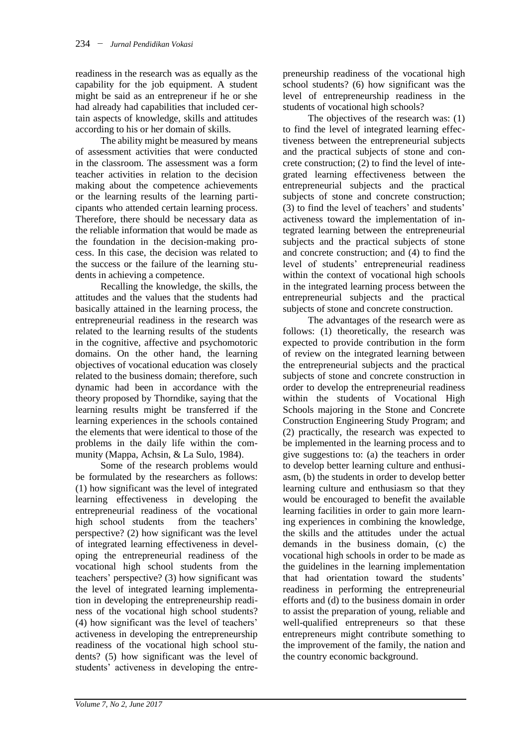readiness in the research was as equally as the capability for the job equipment. A student might be said as an entrepreneur if he or she had already had capabilities that included certain aspects of knowledge, skills and attitudes according to his or her domain of skills.

The ability might be measured by means of assessment activities that were conducted in the classroom. The assessment was a form teacher activities in relation to the decision making about the competence achievements or the learning results of the learning participants who attended certain learning process. Therefore, there should be necessary data as the reliable information that would be made as the foundation in the decision-making process. In this case, the decision was related to the success or the failure of the learning students in achieving a competence.

Recalling the knowledge, the skills, the attitudes and the values that the students had basically attained in the learning process, the entrepreneurial readiness in the research was related to the learning results of the students in the cognitive, affective and psychomotoric domains. On the other hand, the learning objectives of vocational education was closely related to the business domain; therefore, such dynamic had been in accordance with the theory proposed by Thorndike, saying that the learning results might be transferred if the learning experiences in the schools contained the elements that were identical to those of the problems in the daily life within the community (Mappa, Achsin, & La Sulo, 1984).

Some of the research problems would be formulated by the researchers as follows: (1) how significant was the level of integrated learning effectiveness in developing the entrepreneurial readiness of the vocational high school students from the teachers' perspective? (2) how significant was the level of integrated learning effectiveness in developing the entrepreneurial readiness of the vocational high school students from the teachers' perspective? (3) how significant was the level of integrated learning implementation in developing the entrepreneurship readiness of the vocational high school students? (4) how significant was the level of teachers' activeness in developing the entrepreneurship readiness of the vocational high school students? (5) how significant was the level of students' activeness in developing the entrepreneurship readiness of the vocational high school students? (6) how significant was the level of entrepreneurship readiness in the students of vocational high schools?

The objectives of the research was: (1) to find the level of integrated learning effectiveness between the entrepreneurial subjects and the practical subjects of stone and concrete construction; (2) to find the level of integrated learning effectiveness between the entrepreneurial subjects and the practical subjects of stone and concrete construction; (3) to find the level of teachers' and students' activeness toward the implementation of integrated learning between the entrepreneurial subjects and the practical subjects of stone and concrete construction; and (4) to find the level of students' entrepreneurial readiness within the context of vocational high schools in the integrated learning process between the entrepreneurial subjects and the practical subjects of stone and concrete construction.

The advantages of the research were as follows: (1) theoretically, the research was expected to provide contribution in the form of review on the integrated learning between the entrepreneurial subjects and the practical subjects of stone and concrete construction in order to develop the entrepreneurial readiness within the students of Vocational High Schools majoring in the Stone and Concrete Construction Engineering Study Program; and (2) practically, the research was expected to be implemented in the learning process and to give suggestions to: (a) the teachers in order to develop better learning culture and enthusiasm, (b) the students in order to develop better learning culture and enthusiasm so that they would be encouraged to benefit the available learning facilities in order to gain more learning experiences in combining the knowledge, the skills and the attitudes under the actual demands in the business domain, (c) the vocational high schools in order to be made as the guidelines in the learning implementation that had orientation toward the students' readiness in performing the entrepreneurial efforts and (d) to the business domain in order to assist the preparation of young, reliable and well-qualified entrepreneurs so that these entrepreneurs might contribute something to the improvement of the family, the nation and the country economic background.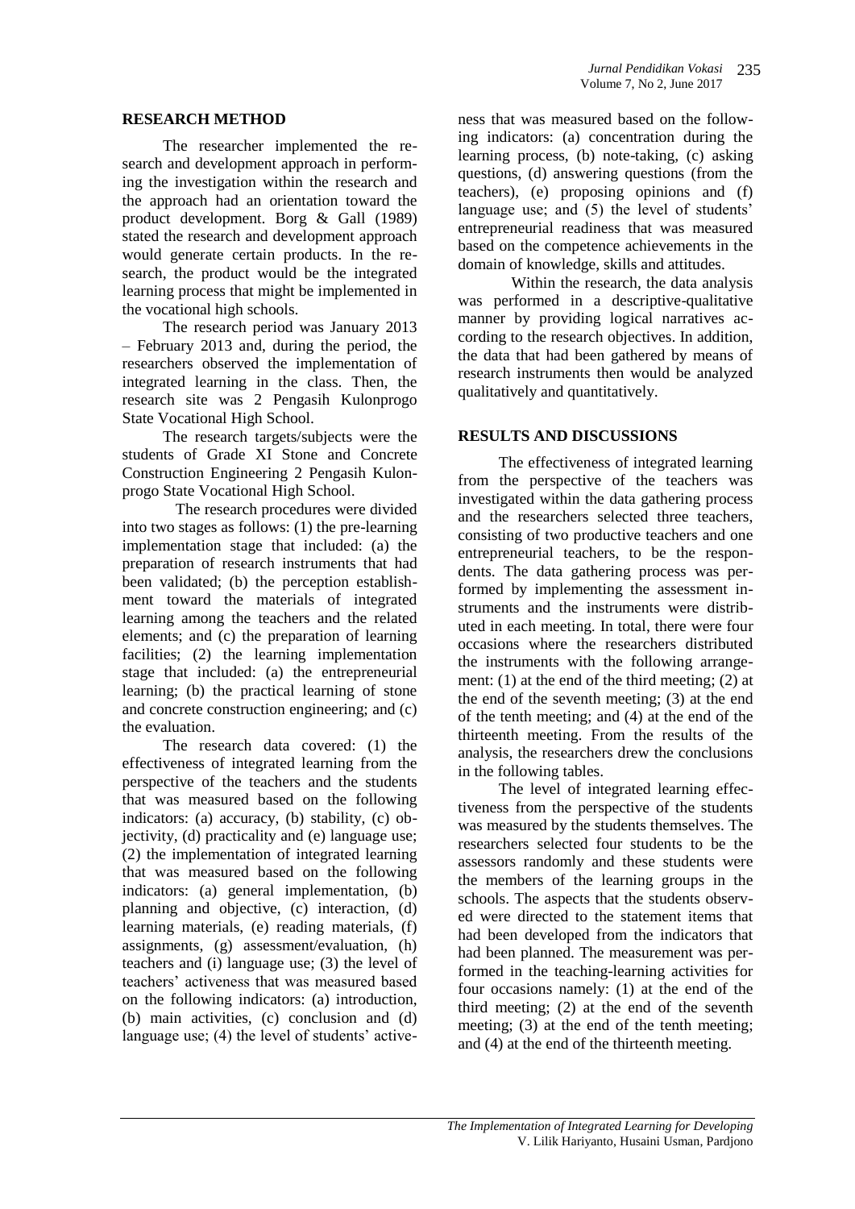## RESEARCH METHOD

The researcher implemented the research and development approach in performing the investigation within the research and the approach had an orientation toward the product development. Borg & Gall (1989) stated the research and development approach would generate certain products. In the research, the product would be the integrated learning process that might be implemented in the vocational high schools.

The research period was January 2013 – February 2013 and, during the period, the researchers observed the implementation of integrated learning in the class. Then, the research site was 2 Pengasih Kulonprogo State Vocational High School.

The research targets/subjects were the students of Grade XI Stone and Concrete Construction Engineering 2 Pengasih Kulonprogo State Vocational High School.

The research procedures were divided into two stages as follows: (1) the pre-learning implementation stage that included: (a) the preparation of research instruments that had been validated; (b) the perception establishment toward the materials of integrated learning among the teachers and the related elements; and (c) the preparation of learning facilities; (2) the learning implementation stage that included: (a) the entrepreneurial learning; (b) the practical learning of stone and concrete construction engineering; and (c) the evaluation.

The research data covered: (1) the effectiveness of integrated learning from the perspective of the teachers and the students that was measured based on the following indicators: (a) accuracy, (b) stability, (c) objectivity, (d) practicality and (e) language use; (2) the implementation of integrated learning that was measured based on the following indicators: (a) general implementation, (b) planning and objective, (c) interaction, (d) learning materials, (e) reading materials, (f) assignments, (g) assessment/evaluation, (h) teachers and (i) language use; (3) the level of teachers' activeness that was measured based on the following indicators: (a) introduction, (b) main activities, (c) conclusion and (d) language use; (4) the level of students' activeness that was measured based on the following indicators: (a) concentration during the learning process, (b) note-taking, (c) asking questions, (d) answering questions (from the teachers), (e) proposing opinions and (f) language use; and (5) the level of students' entrepreneurial readiness that was measured based on the competence achievements in the domain of knowledge, skills and attitudes.

Within the research, the data analysis was performed in a descriptive-qualitative manner by providing logical narratives according to the research objectives. In addition, the data that had been gathered by means of research instruments then would be analyzed qualitatively and quantitatively.

## RESULTS AND DISCUSSIONS

The effectiveness of integrated learning from the perspective of the teachers was investigated within the data gathering process and the researchers selected three teachers, consisting of two productive teachers and one entrepreneurial teachers, to be the respondents. The data gathering process was performed by implementing the assessment instruments and the instruments were distributed in each meeting. In total, there were four occasions where the researchers distributed the instruments with the following arrangement: (1) at the end of the third meeting; (2) at the end of the seventh meeting; (3) at the end of the tenth meeting; and (4) at the end of the thirteenth meeting. From the results of the analysis, the researchers drew the conclusions in the following tables.

The level of integrated learning effectiveness from the perspective of the students was measured by the students themselves. The researchers selected four students to be the assessors randomly and these students were the members of the learning groups in the schools. The aspects that the students observed were directed to the statement items that had been developed from the indicators that had been planned. The measurement was performed in the teaching-learning activities for four occasions namely: (1) at the end of the third meeting; (2) at the end of the seventh meeting; (3) at the end of the tenth meeting; and (4) at the end of the thirteenth meeting.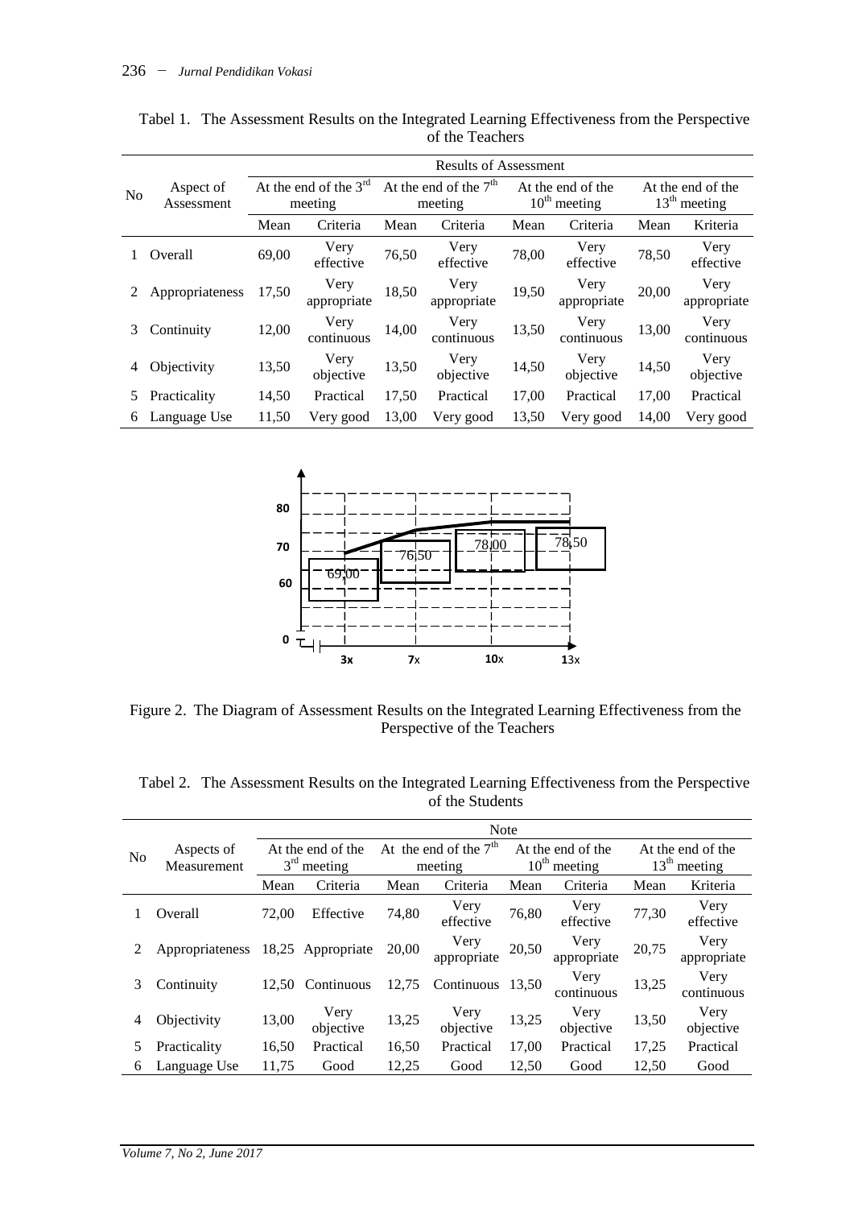Tabel 1. The Assessment Results on the Integrated Learning Effectiveness from the Perspective of the Teachers

| No | Aspect of Assessment | Results of Assessment | | | | | | | |
|---|---|---|---|---|---|---|---|---|---|
| | | At the end of the 3rd meeting | | At the end of the 7th meeting | | At the end of the 10th meeting | | At the end of the 13th meeting | |
| | | Mean | Criteria | Mean | Criteria | Mean | Criteria | Mean | Kriteria |
| 1 | Overall | 69,00 | Very effective | 76,50 | Very effective | 78,00 | Very effective | 78,50 | Very effective |
| 2 | Appropriateness | 17,50 | Very appropriate | 18,50 | Very appropriate | 19,50 | Very appropriate | 20,00 | Very appropriate |
| 3 | Continuity | 12,00 | Very continuous | 14,00 | Very continuous | 13,50 | Very continuous | 13,00 | Very continuous |
| 4 | Objectivity | 13,50 | Very objective | 13,50 | Very objective | 14,50 | Very objective | 14,50 | Very objective |
| 5 | Practicality | 14,50 | Practical | 17,50 | Practical | 17,00 | Practical | 17,00 | Practical |
| 6 | Language Use | 11,50 | Very good | 13,00 | Very good | 13,50 | Very good | 14,00 | Very good |

Figure 2. The Diagram of Assessment Results on the Integrated Learning Effectiveness from the Perspective of the Teachers

Tabel 2. The Assessment Results on the Integrated Learning Effectiveness from the Perspective of the Students

| No | Aspects of Measurement | Note | | | | | | | |
|---|---|---|---|---|---|---|---|---|---|
| | | At the end of the 3rd meeting | | At the end of the 7th meeting | | At the end of the 10th meeting | | At the end of the 13th meeting | |
| | | Mean | Criteria | Mean | Criteria | Mean | Criteria | Mean | Kriteria |
| 1 | Overall | 72,00 | Effective | 74,80 | Very effective | 76,80 | Very effective | 77,30 | Very effective |
| 2 | Appropriateness | 18,25 | Appropriate | 20,00 | Very appropriate | 20,50 | Very appropriate | 20,75 | Very appropriate |
| 3 | Continuity | 12,50 | Continuous | 12,75 | Continuous | 13,50 | Very continuous | 13,25 | Very continuous |
| 4 | Objectivity | 13,00 | Very objective | 13,25 | Very objective | 13,25 | Very objective | 13,50 | Very objective |
| 5 | Practicality | 16,50 | Practical | 16,50 | Practical | 17,00 | Practical | 17,25 | Practical |
| 6 | Language Use | 11,75 | Good | 12,25 | Good | 12,50 | Good | 12,50 | Good |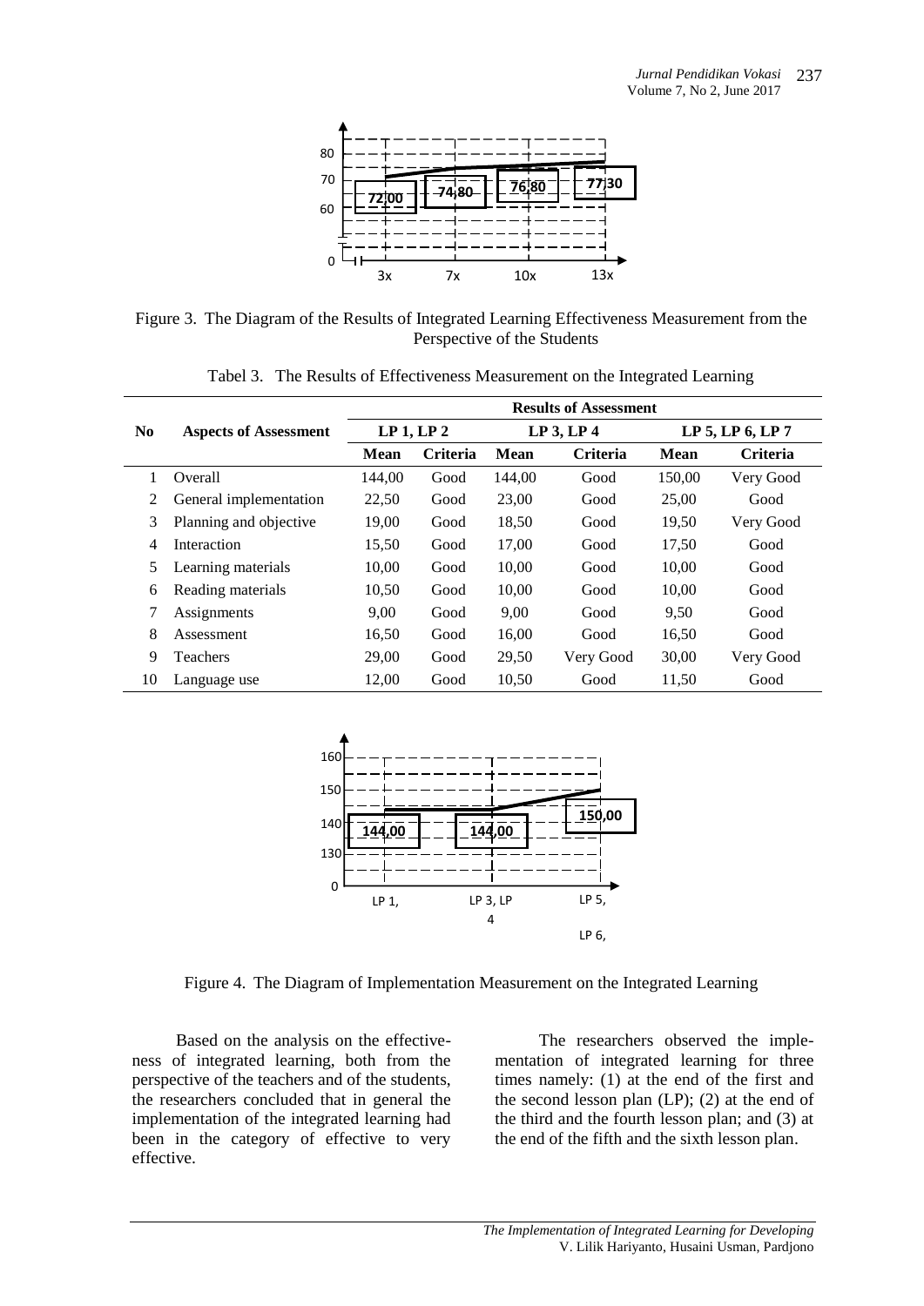Figure 3. The Diagram of the Results of Integrated Learning Effectiveness Measurement from the Perspective of the Students

Tabel 3. The Results of Effectiveness Measurement on the Integrated Learning

| No | Aspects of Assessment | Results of Assessment | | | | | |
|---|---|---|---|---|---|---|---|
| | | LP 1, LP 2 | | LP 3, LP 4 | | LP 5, LP 6, LP 7 | |
| | | **Mean** | **Criteria** | **Mean** | **Criteria** | **Mean** | **Criteria** |
| 1 | Overall | 144,00 | Good | 144,00 | Good | 150,00 | Very Good |
| 2 | General implementation | 22,50 | Good | 23,00 | Good | 25,00 | Good |
| 3 | Planning and objective | 19,00 | Good | 18,50 | Good | 19,50 | Very Good |
| 4 | Interaction | 15,50 | Good | 17,00 | Good | 17,50 | Good |
| 5 | Learning materials | 10,00 | Good | 10,00 | Good | 10,00 | Good |
| 6 | Reading materials | 10,50 | Good | 10,00 | Good | 10,00 | Good |
| 7 | Assignments | 9,00 | Good | 9,00 | Good | 9,50 | Good |
| 8 | Assessment | 16,50 | Good | 16,00 | Good | 16,50 | Good |
| 9 | Teachers | 29,00 | Good | 29,50 | Very Good | 30,00 | Very Good |
| 10 | Language use | 12,00 | Good | 10,50 | Good | 11,50 | Good |

Figure 4. The Diagram of Implementation Measurement on the Integrated Learning

Based on the analysis on the effectiveness of integrated learning, both from the perspective of the teachers and of the students, the researchers concluded that in general the implementation of the integrated learning had been in the category of effective to very effective.

The researchers observed the implementation of integrated learning for three times namely: (1) at the end of the first and the second lesson plan (LP); (2) at the end of the third and the fourth lesson plan; and (3) at the end of the fifth and the sixth lesson plan.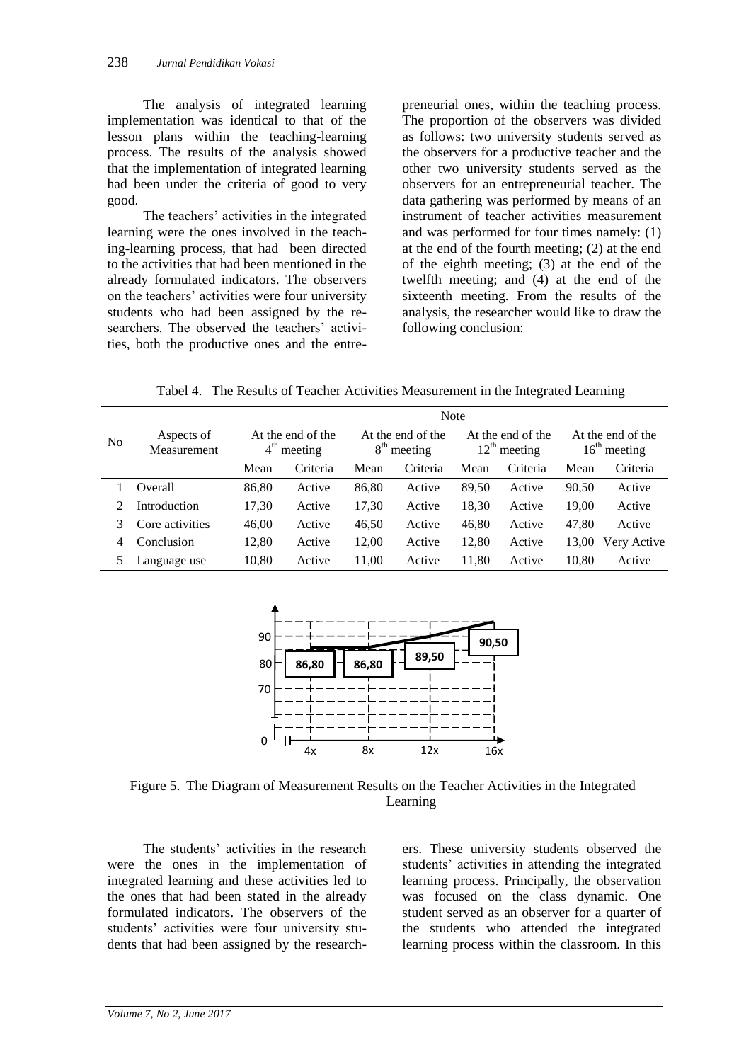The analysis of integrated learning implementation was identical to that of the lesson plans within the teaching-learning process. The results of the analysis showed that the implementation of integrated learning had been under the criteria of good to very good.

The teachers' activities in the integrated learning were the ones involved in the teaching-learning process, that had been directed to the activities that had been mentioned in the already formulated indicators. The observers on the teachers' activities were four university students who had been assigned by the researchers. The observed the teachers' activities, both the productive ones and the entrepreneurial ones, within the teaching process. The proportion of the observers was divided as follows: two university students served as the observers for a productive teacher and the other two university students served as the observers for an entrepreneurial teacher. The data gathering was performed by means of an instrument of teacher activities measurement and was performed for four times namely: (1) at the end of the fourth meeting; (2) at the end of the eighth meeting; (3) at the end of the twelfth meeting; and (4) at the end of the sixteenth meeting. From the results of the analysis, the researcher would like to draw the following conclusion:

Tabel 4. The Results of Teacher Activities Measurement in the Integrated Learning

| No | Aspects of Measurement | Note | | | | | | | |
|---|---|---|---|---|---|---|---|---|---|
| | | At the end of the $4^{th}$ meeting | | At the end of the $8^{th}$ meeting | | At the end of the $12^{th}$ meeting | | At the end of the $16^{th}$ meeting | |
| | | Mean | Criteria | Mean | Criteria | Mean | Criteria | Mean | Criteria |
| 1 | Overall | 86,80 | Active | 86,80 | Active | 89,50 | Active | 90,50 | Active |
| 2 | Introduction | 17,30 | Active | 17,30 | Active | 18,30 | Active | 19,00 | Active |
| 3 | Core activities | 46,00 | Active | 46,50 | Active | 46,80 | Active | 47,80 | Active |
| 4 | Conclusion | 12,80 | Active | 12,00 | Active | 12,80 | Active | 13,00 | Very Active |
| 5 | Language use | 10,80 | Active | 11,00 | Active | 11,80 | Active | 10,80 | Active |

Figure 5. The Diagram of Measurement Results on the Teacher Activities in the Integrated Learning

The students' activities in the research were the ones in the implementation of integrated learning and these activities led to the ones that had been stated in the already formulated indicators. The observers of the students' activities were four university students that had been assigned by the researchers. These university students observed the students' activities in attending the integrated learning process. Principally, the observation was focused on the class dynamic. One student served as an observer for a quarter of the students who attended the integrated learning process within the classroom. In this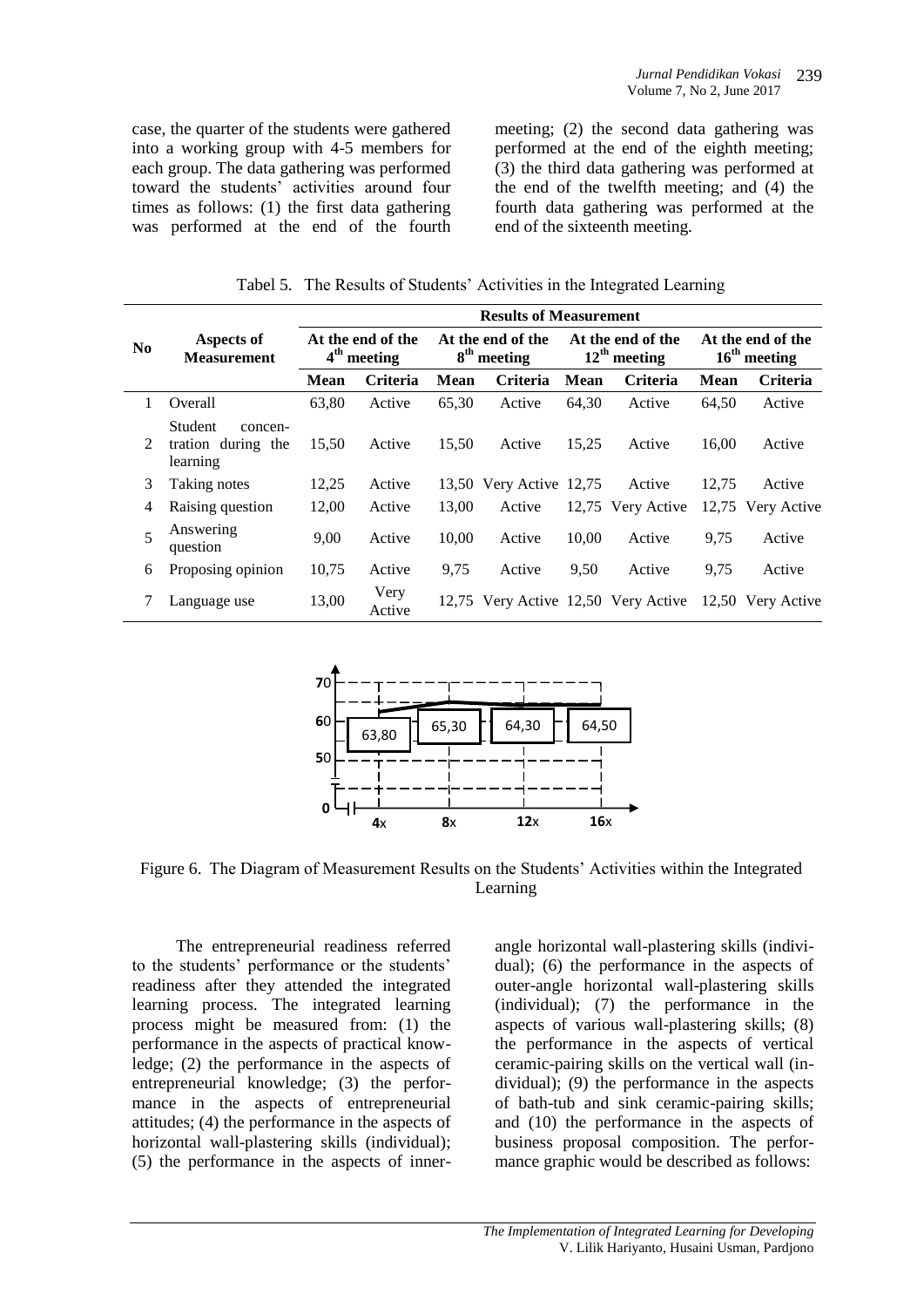case, the quarter of the students were gathered into a working group with 4-5 members for each group. The data gathering was performed toward the students' activities around four times as follows: (1) the first data gathering was performed at the end of the fourth meeting; (2) the second data gathering was performed at the end of the eighth meeting; (3) the third data gathering was performed at the end of the twelfth meeting; and (4) the fourth data gathering was performed at the end of the sixteenth meeting.

Tabel 5. The Results of Students' Activities in the Integrated Learning

| No | Aspects of Measurement | Results of Measurement | | | | | | | |
|---|---|---|---|---|---|---|---|---|---|
| | | At the end of the 4th meeting | | At the end of the 8th meeting | | At the end of the 12th meeting | | At the end of the 16th meeting | |
| | | Mean | Criteria | Mean | Criteria | Mean | Criteria | Mean | Criteria |
| 1 | Overall | 63,80 | Active | 65,30 | Active | 64,30 | Active | 64,50 | Active |
| 2 | Student concen-tration during the learning | 15,50 | Active | 15,50 | Active | 15,25 | Active | 16,00 | Active |
| 3 | Taking notes | 12,25 | Active | 13,50 | Very Active | 12,75 | Active | 12,75 | Active |
| 4 | Raising question | 12,00 | Active | 13,00 | Active | 12,75 | Very Active | 12,75 | Very Active |
| 5 | Answering question | 9,00 | Active | 10,00 | Active | 10,00 | Active | 9,75 | Active |
| 6 | Proposing opinion | 10,75 | Active | 9,75 | Active | 9,50 | Active | 9,75 | Active |
| 7 | Language use | 13,00 | Very Active | 12,75 | Very Active | 12,50 | Very Active | 12,50 | Very Active |

Figure 6. The Diagram of Measurement Results on the Students' Activities within the Integrated Learning

The entrepreneurial readiness referred to the students' performance or the students' readiness after they attended the integrated learning process. The integrated learning process might be measured from: (1) the performance in the aspects of practical knowledge; (2) the performance in the aspects of entrepreneurial knowledge; (3) the performance in the aspects of entrepreneurial attitudes; (4) the performance in the aspects of horizontal wall-plastering skills (individual); (5) the performance in the aspects of inner-angle horizontal wall-plastering skills (individual); (6) the performance in the aspects of outer-angle horizontal wall-plastering skills (individual); (7) the performance in the aspects of various wall-plastering skills; (8) the performance in the aspects of vertical ceramic-pairing skills on the vertical wall (individual); (9) the performance in the aspects of bath-tub and sink ceramic-pairing skills; and (10) the performance in the aspects of business proposal composition. The performance graphic would be described as follows: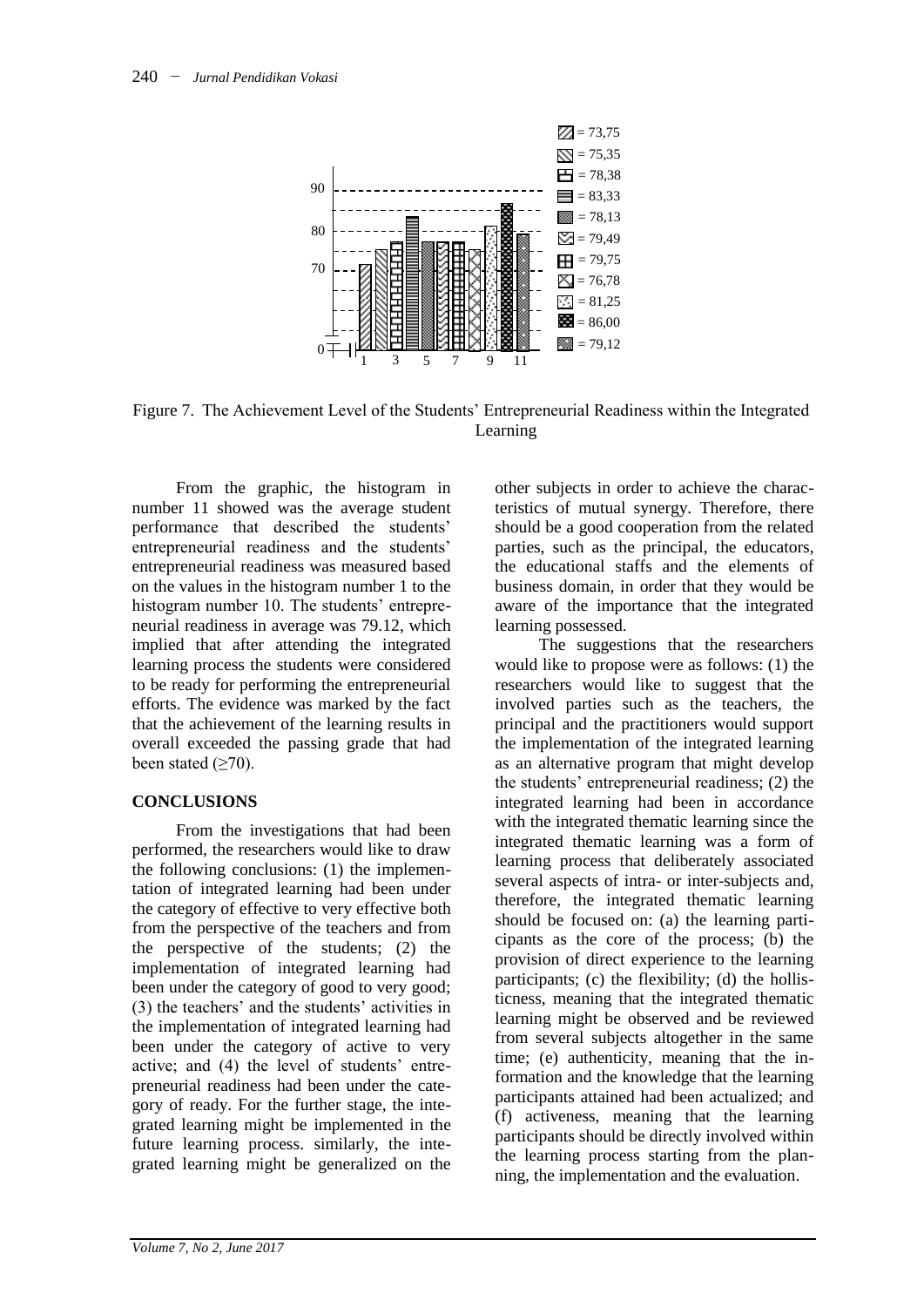Figure 7. The Achievement Level of the Students' Entrepreneurial Readiness within the Integrated Learning

From the graphic, the histogram in number 11 showed was the average student performance that described the students' entrepreneurial readiness and the students' entrepreneurial readiness was measured based on the values in the histogram number 1 to the histogram number 10. The students' entrepreneurial readiness in average was 79.12, which implied that after attending the integrated learning process the students were considered to be ready for performing the entrepreneurial efforts. The evidence was marked by the fact that the achievement of the learning results in overall exceeded the passing grade that had been stated (≥70).

## CONCLUSIONS

From the investigations that had been performed, the researchers would like to draw the following conclusions: (1) the implementation of integrated learning had been under the category of effective to very effective both from the perspective of the teachers and from the perspective of the students; (2) the implementation of integrated learning had been under the category of good to very good; (3) the teachers' and the students' activities in the implementation of integrated learning had been under the category of active to very active; and (4) the level of students' entrepreneurial readiness had been under the category of ready. For the further stage, the integrated learning might be implemented in the future learning process. similarly, the integrated learning might be generalized on the other subjects in order to achieve the characteristics of mutual synergy. Therefore, there should be a good cooperation from the related parties, such as the principal, the educators, the educational staffs and the elements of business domain, in order that they would be aware of the importance that the integrated learning possessed.

The suggestions that the researchers would like to propose were as follows: (1) the researchers would like to suggest that the involved parties such as the teachers, the principal and the practitioners would support the implementation of the integrated learning as an alternative program that might develop the students' entrepreneurial readiness; (2) the integrated learning had been in accordance with the integrated thematic learning since the integrated thematic learning was a form of learning process that deliberately associated several aspects of intra- or inter-subjects and, therefore, the integrated thematic learning should be focused on: (a) the learning participants as the core of the process; (b) the provision of direct experience to the learning participants; (c) the flexibility; (d) the hollisticness, meaning that the integrated thematic learning might be observed and be reviewed from several subjects altogether in the same time; (e) authenticity, meaning that the information and the knowledge that the learning participants attained had been actualized; and (f) activeness, meaning that the learning participants should be directly involved within the learning process starting from the planning, the implementation and the evaluation.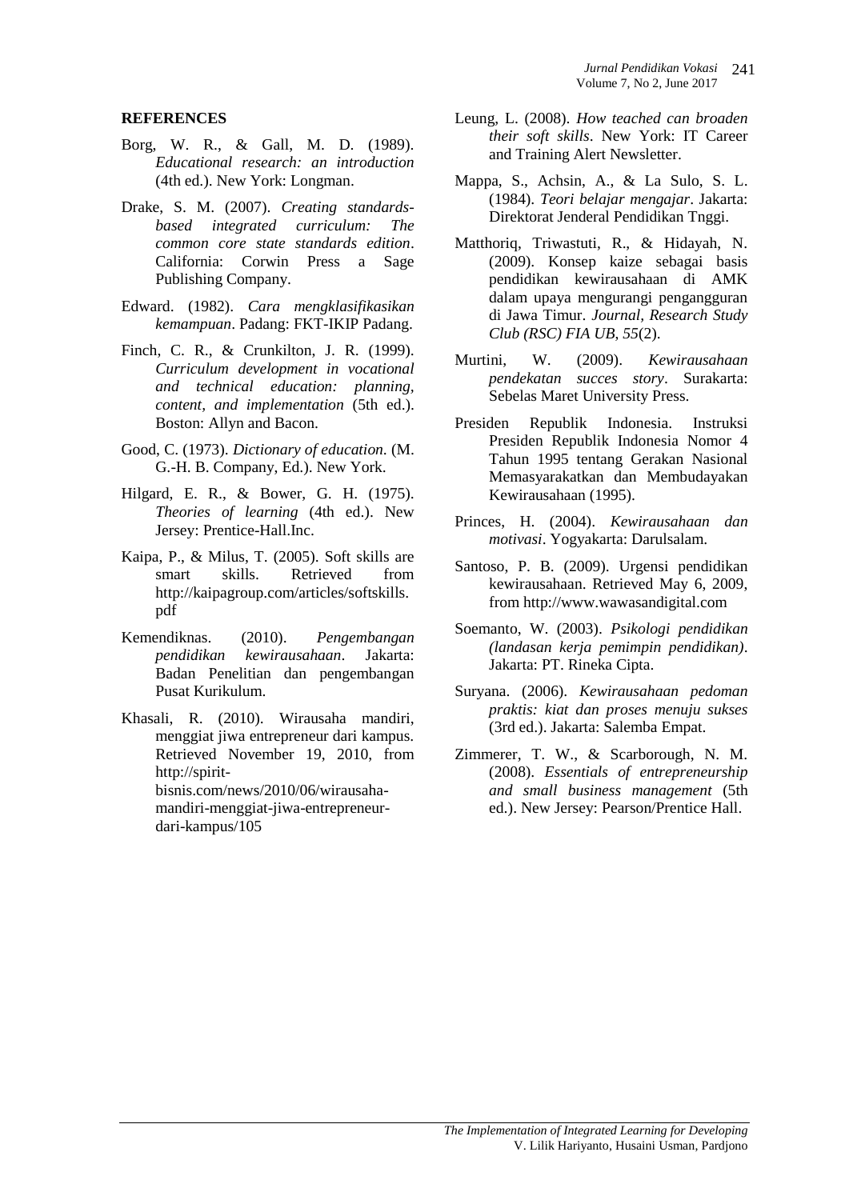**REFERENCES**

Borg, W. R., & Gall, M. D. (1989). *Educational research: an introduction* (4th ed.). New York: Longman.

Drake, S. M. (2007). *Creating standards-based integrated curriculum: The common core state standards edition*. California: Corwin Press a Sage Publishing Company.

Edward. (1982). *Cara mengklasifikasikan kemampuan*. Padang: FKT-IKIP Padang.

Finch, C. R., & Crunkilton, J. R. (1999). *Curriculum development in vocational and technical education: planning, content, and implementation* (5th ed.). Boston: Allyn and Bacon.

Good, C. (1973). *Dictionary of education*. (M. G.-H. B. Company, Ed.). New York.

Hilgard, E. R., & Bower, G. H. (1975). *Theories of learning* (4th ed.). New Jersey: Prentice-Hall.Inc.

Kaipa, P., & Milus, T. (2005). Soft skills are smart skills. Retrieved from http://kaipagroup.com/articles/softskills.pdf

Kemendiknas. (2010). *Pengembangan pendidikan kewirausahaan*. Jakarta: Badan Penelitian dan pengembangan Pusat Kurikulum.

Khasali, R. (2010). Wirausaha mandiri, menggiat jiwa entrepreneur dari kampus. Retrieved November 19, 2010, from http://spirit-bisnis.com/news/2010/06/wirausaha-mandiri-menggiat-jiwa-entrepreneur-dari-kampus/105

Leung, L. (2008). *How teached can broaden their soft skills*. New York: IT Career and Training Alert Newsletter.

Mappa, S., Achsin, A., & La Sulo, S. L. (1984). *Teori belajar mengajar*. Jakarta: Direktorat Jenderal Pendidikan Tnggi.

Matthoriq, Triwastuti, R., & Hidayah, N. (2009). Konsep kaize sebagai basis pendidikan kewirausahaan di AMK dalam upaya mengurangi pengangguran di Jawa Timur. *Journal, Research Study Club (RSC) FIA UB*, *55*(2).

Murtini, W. (2009). *Kewirausahaan pendekatan succes story*. Surakarta: Sebelas Maret University Press.

Presiden Republik Indonesia. Instruksi Presiden Republik Indonesia Nomor 4 Tahun 1995 tentang Gerakan Nasional Memasyarakatkan dan Membudayakan Kewirausahaan (1995).

Princes, H. (2004). *Kewirausahaan dan motivasi*. Yogyakarta: Darulsalam.

Santoso, P. B. (2009). Urgensi pendidikan kewirausahaan. Retrieved May 6, 2009, from http://www.wawasandigital.com

Soemanto, W. (2003). *Psikologi pendidikan (landasan kerja pemimpin pendidikan)*. Jakarta: PT. Rineka Cipta.

Suryana. (2006). *Kewirausahaan pedoman praktis: kiat dan proses menuju sukses* (3rd ed.). Jakarta: Salemba Empat.

Zimmerer, T. W., & Scarborough, N. M. (2008). *Essentials of entrepreneurship and small business management* (5th ed.). New Jersey: Pearson/Prentice Hall.